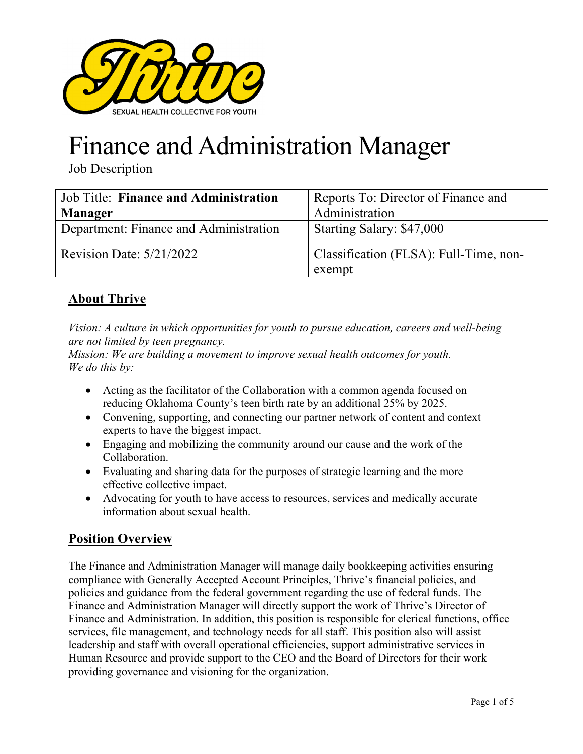# Finance and Administration Manager

Job Description

| Job Title: **Finance and Administration Manager** | Reports To: Director of Finance and Administration |
|---|---|
| Department: Finance and Administration | Starting Salary: $47,000 |
| Revision Date: 5/21/2022 | Classification (FLSA): Full-Time, non-exempt |

## About Thrive

*Vision: A culture in which opportunities for youth to pursue education, careers and well-being are not limited by teen pregnancy.*
*Mission: We are building a movement to improve sexual health outcomes for youth.*
*We do this by:*

- Acting as the facilitator of the Collaboration with a common agenda focused on reducing Oklahoma County's teen birth rate by an additional 25% by 2025.
- Convening, supporting, and connecting our partner network of content and context experts to have the biggest impact.
- Engaging and mobilizing the community around our cause and the work of the Collaboration.
- Evaluating and sharing data for the purposes of strategic learning and the more effective collective impact.
- Advocating for youth to have access to resources, services and medically accurate information about sexual health.

## Position Overview

The Finance and Administration Manager will manage daily bookkeeping activities ensuring compliance with Generally Accepted Account Principles, Thrive's financial policies, and policies and guidance from the federal government regarding the use of federal funds. The Finance and Administration Manager will directly support the work of Thrive's Director of Finance and Administration. In addition, this position is responsible for clerical functions, office services, file management, and technology needs for all staff. This position also will assist leadership and staff with overall operational efficiencies, support administrative services in Human Resource and provide support to the CEO and the Board of Directors for their work providing governance and visioning for the organization.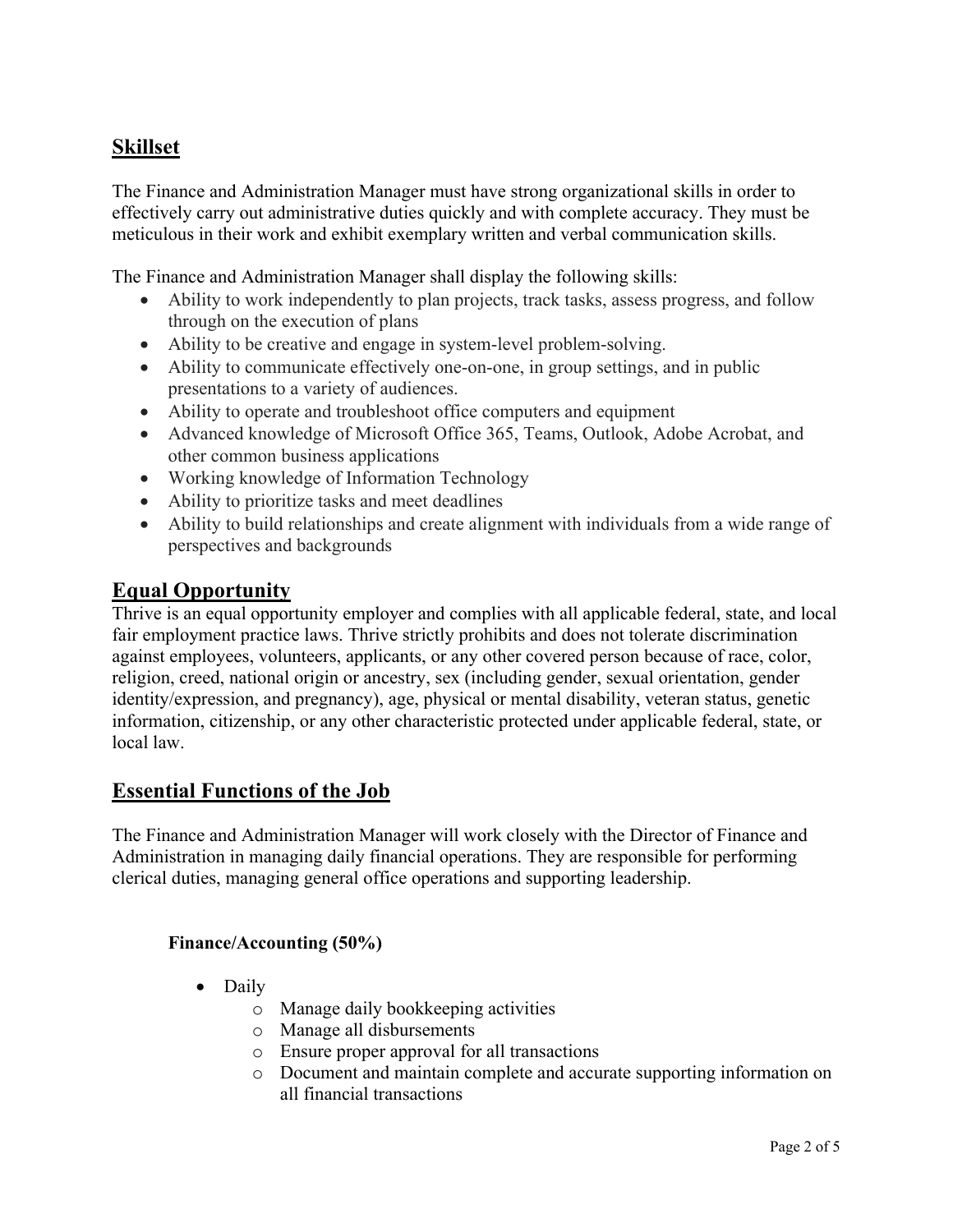## Skillset

The Finance and Administration Manager must have strong organizational skills in order to effectively carry out administrative duties quickly and with complete accuracy. They must be meticulous in their work and exhibit exemplary written and verbal communication skills.

The Finance and Administration Manager shall display the following skills:

- Ability to work independently to plan projects, track tasks, assess progress, and follow through on the execution of plans
- Ability to be creative and engage in system-level problem-solving.
- Ability to communicate effectively one-on-one, in group settings, and in public presentations to a variety of audiences.
- Ability to operate and troubleshoot office computers and equipment
- Advanced knowledge of Microsoft Office 365, Teams, Outlook, Adobe Acrobat, and other common business applications
- Working knowledge of Information Technology
- Ability to prioritize tasks and meet deadlines
- Ability to build relationships and create alignment with individuals from a wide range of perspectives and backgrounds

## Equal Opportunity

Thrive is an equal opportunity employer and complies with all applicable federal, state, and local fair employment practice laws. Thrive strictly prohibits and does not tolerate discrimination against employees, volunteers, applicants, or any other covered person because of race, color, religion, creed, national origin or ancestry, sex (including gender, sexual orientation, gender identity/expression, and pregnancy), age, physical or mental disability, veteran status, genetic information, citizenship, or any other characteristic protected under applicable federal, state, or local law.

## Essential Functions of the Job

The Finance and Administration Manager will work closely with the Director of Finance and Administration in managing daily financial operations. They are responsible for performing clerical duties, managing general office operations and supporting leadership.

**Finance/Accounting (50%)**

- Daily
  - Manage daily bookkeeping activities
  - Manage all disbursements
  - Ensure proper approval for all transactions
  - Document and maintain complete and accurate supporting information on all financial transactions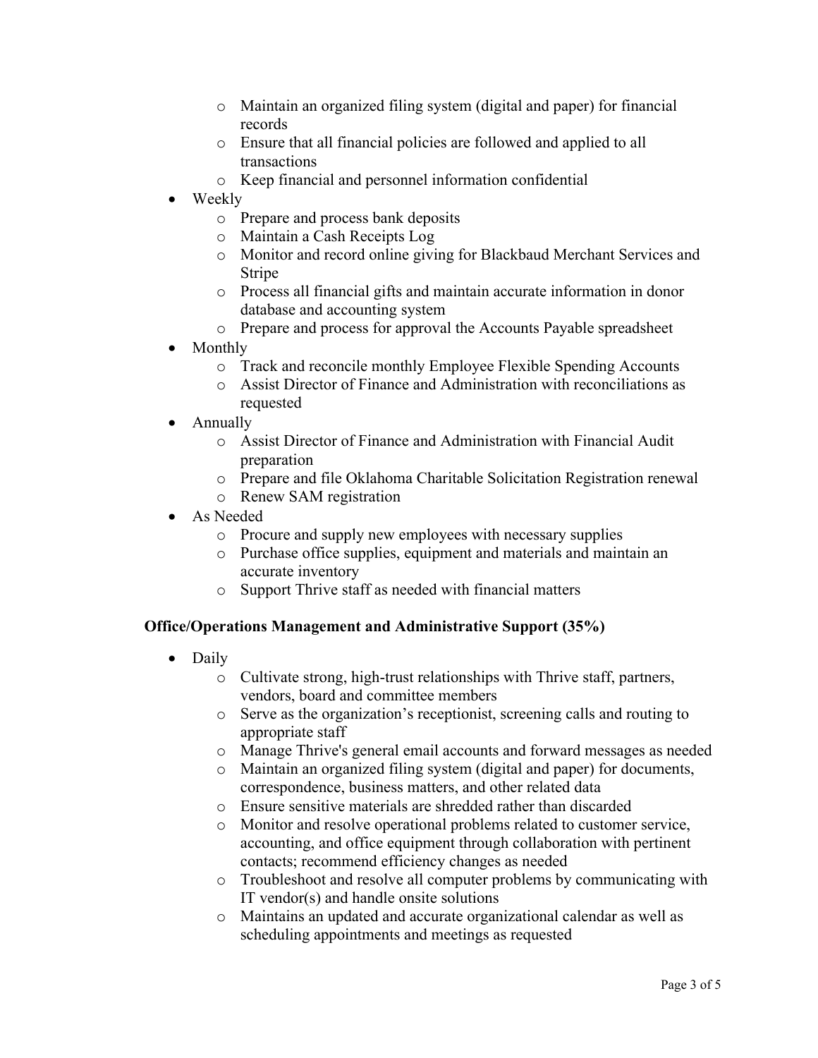- Maintain an organized filing system (digital and paper) for financial records
  - Ensure that all financial policies are followed and applied to all transactions
  - Keep financial and personnel information confidential
- Weekly
  - Prepare and process bank deposits
  - Maintain a Cash Receipts Log
  - Monitor and record online giving for Blackbaud Merchant Services and Stripe
  - Process all financial gifts and maintain accurate information in donor database and accounting system
  - Prepare and process for approval the Accounts Payable spreadsheet
- Monthly
  - Track and reconcile monthly Employee Flexible Spending Accounts
  - Assist Director of Finance and Administration with reconciliations as requested
- Annually
  - Assist Director of Finance and Administration with Financial Audit preparation
  - Prepare and file Oklahoma Charitable Solicitation Registration renewal
  - Renew SAM registration
- As Needed
  - Procure and supply new employees with necessary supplies
  - Purchase office supplies, equipment and materials and maintain an accurate inventory
  - Support Thrive staff as needed with financial matters

**Office/Operations Management and Administrative Support (35%)**

- Daily
  - Cultivate strong, high-trust relationships with Thrive staff, partners, vendors, board and committee members
  - Serve as the organization's receptionist, screening calls and routing to appropriate staff
  - Manage Thrive's general email accounts and forward messages as needed
  - Maintain an organized filing system (digital and paper) for documents, correspondence, business matters, and other related data
  - Ensure sensitive materials are shredded rather than discarded
  - Monitor and resolve operational problems related to customer service, accounting, and office equipment through collaboration with pertinent contacts; recommend efficiency changes as needed
  - Troubleshoot and resolve all computer problems by communicating with IT vendor(s) and handle onsite solutions
  - Maintains an updated and accurate organizational calendar as well as scheduling appointments and meetings as requested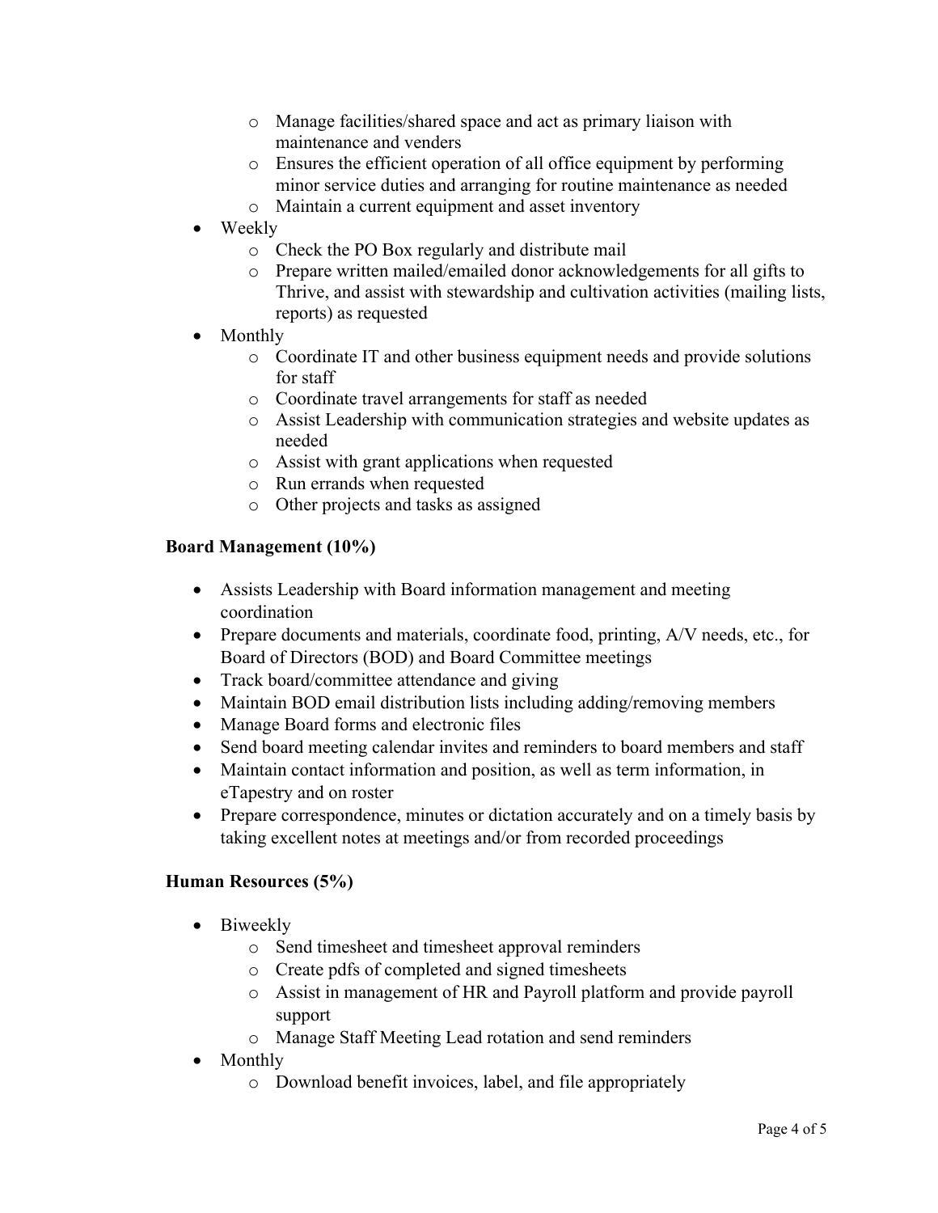- Manage facilities/shared space and act as primary liaison with maintenance and venders
  - Ensures the efficient operation of all office equipment by performing minor service duties and arranging for routine maintenance as needed
  - Maintain a current equipment and asset inventory
- Weekly
  - Check the PO Box regularly and distribute mail
  - Prepare written mailed/emailed donor acknowledgements for all gifts to Thrive, and assist with stewardship and cultivation activities (mailing lists, reports) as requested
- Monthly
  - Coordinate IT and other business equipment needs and provide solutions for staff
  - Coordinate travel arrangements for staff as needed
  - Assist Leadership with communication strategies and website updates as needed
  - Assist with grant applications when requested
  - Run errands when requested
  - Other projects and tasks as assigned

**Board Management (10%)**

- Assists Leadership with Board information management and meeting coordination
- Prepare documents and materials, coordinate food, printing, A/V needs, etc., for Board of Directors (BOD) and Board Committee meetings
- Track board/committee attendance and giving
- Maintain BOD email distribution lists including adding/removing members
- Manage Board forms and electronic files
- Send board meeting calendar invites and reminders to board members and staff
- Maintain contact information and position, as well as term information, in eTapestry and on roster
- Prepare correspondence, minutes or dictation accurately and on a timely basis by taking excellent notes at meetings and/or from recorded proceedings

**Human Resources (5%)**

- Biweekly
  - Send timesheet and timesheet approval reminders
  - Create pdfs of completed and signed timesheets
  - Assist in management of HR and Payroll platform and provide payroll support
  - Manage Staff Meeting Lead rotation and send reminders
- Monthly
  - Download benefit invoices, label, and file appropriately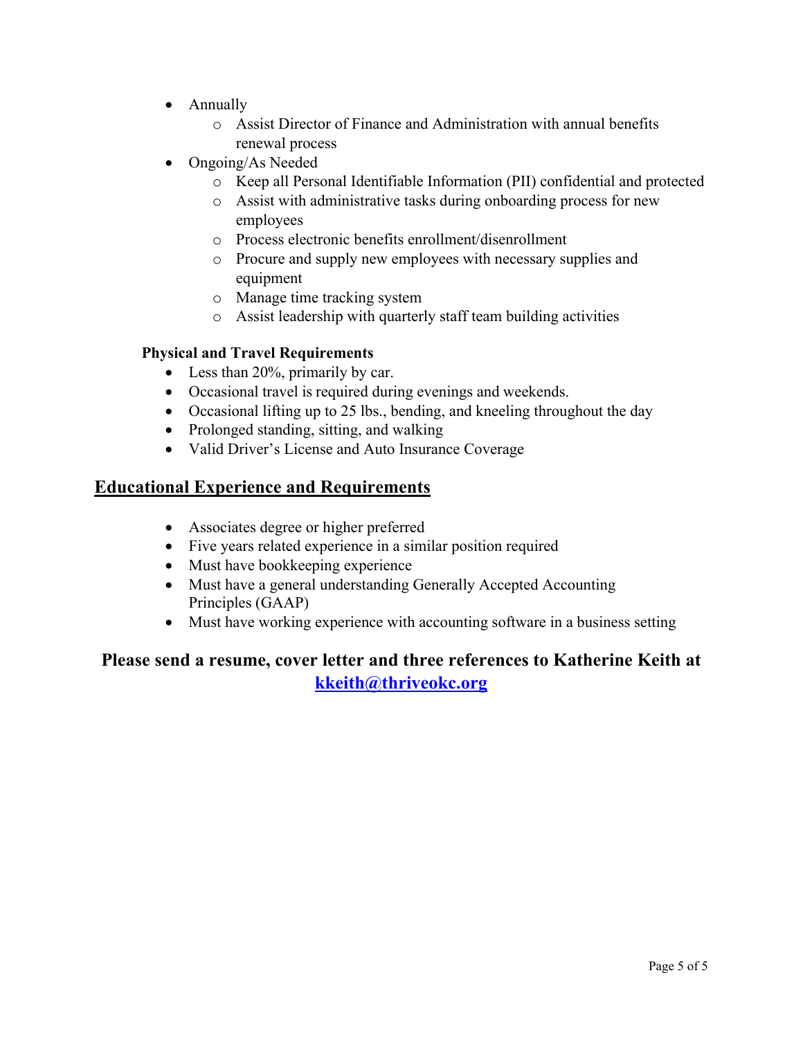- Annually
  - Assist Director of Finance and Administration with annual benefits renewal process
- Ongoing/As Needed
  - Keep all Personal Identifiable Information (PII) confidential and protected
  - Assist with administrative tasks during onboarding process for new employees
  - Process electronic benefits enrollment/disenrollment
  - Procure and supply new employees with necessary supplies and equipment
  - Manage time tracking system
  - Assist leadership with quarterly staff team building activities

**Physical and Travel Requirements**

- Less than 20%, primarily by car.
- Occasional travel is required during evenings and weekends.
- Occasional lifting up to 25 lbs., bending, and kneeling throughout the day
- Prolonged standing, sitting, and walking
- Valid Driver's License and Auto Insurance Coverage

## Educational Experience and Requirements

- Associates degree or higher preferred
- Five years related experience in a similar position required
- Must have bookkeeping experience
- Must have a general understanding Generally Accepted Accounting Principles (GAAP)
- Must have working experience with accounting software in a business setting

**Please send a resume, cover letter and three references to Katherine Keith at kkeith@thriveokc.org**